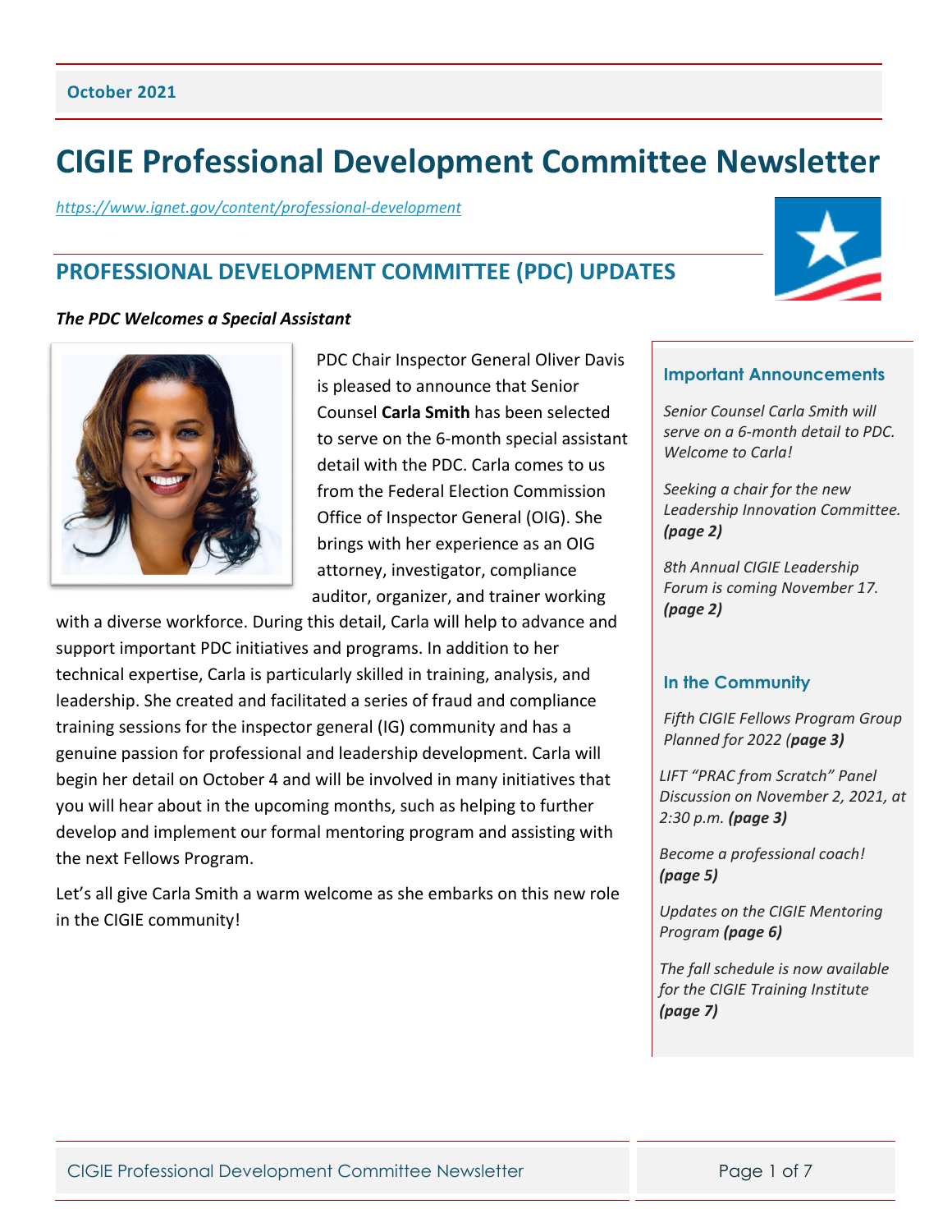October 2021

# CIGIE Professional Development Committee Newsletter

*https://www.ignet.gov/content/professional-development*

## PROFESSIONAL DEVELOPMENT COMMITTEE (PDC) UPDATES

***The PDC Welcomes a Special Assistant***

PDC Chair Inspector General Oliver Davis is pleased to announce that Senior Counsel **Carla Smith** has been selected to serve on the 6-month special assistant detail with the PDC. Carla comes to us from the Federal Election Commission Office of Inspector General (OIG). She brings with her experience as an OIG attorney, investigator, compliance auditor, organizer, and trainer working with a diverse workforce. During this detail, Carla will help to advance and support important PDC initiatives and programs. In addition to her technical expertise, Carla is particularly skilled in training, analysis, and leadership. She created and facilitated a series of fraud and compliance training sessions for the inspector general (IG) community and has a genuine passion for professional and leadership development. Carla will begin her detail on October 4 and will be involved in many initiatives that you will hear about in the upcoming months, such as helping to further develop and implement our formal mentoring program and assisting with the next Fellows Program.

Let's all give Carla Smith a warm welcome as she embarks on this new role in the CIGIE community!

### Important Announcements

*Senior Counsel Carla Smith will serve on a 6-month detail to PDC. Welcome to Carla!*

*Seeking a chair for the new Leadership Innovation Committee.* ***(page 2)***

*8th Annual CIGIE Leadership Forum is coming November 17.* ***(page 2)***

### In the Community

*Fifth CIGIE Fellows Program Group Planned for 2022 (**page 3**)*

*LIFT "PRAC from Scratch" Panel Discussion on November 2, 2021, at 2:30 p.m.* ***(page 3)***

*Become a professional coach!* ***(page 5)***

*Updates on the CIGIE Mentoring Program* ***(page 6)***

*The fall schedule is now available for the CIGIE Training Institute* ***(page 7)***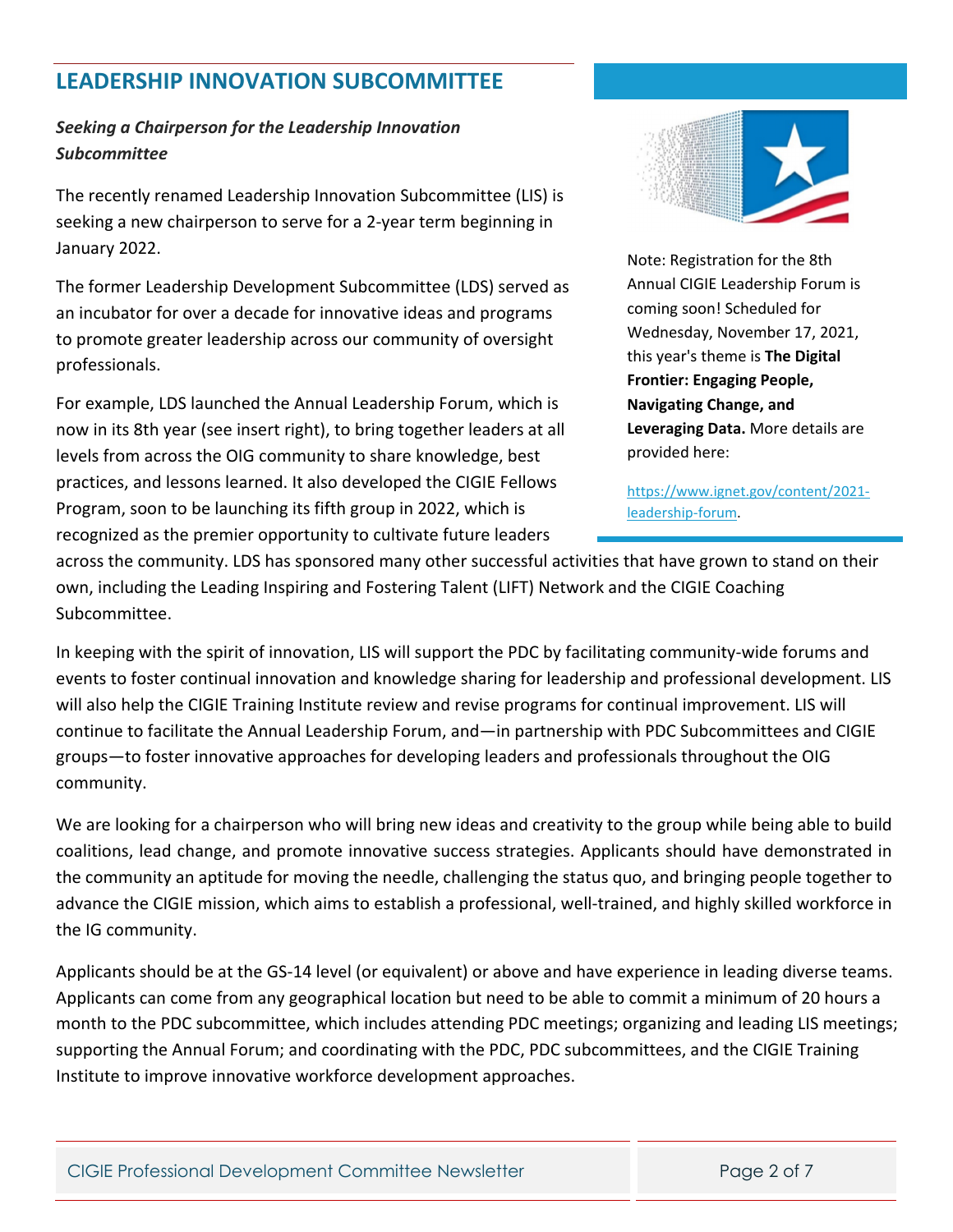## LEADERSHIP INNOVATION SUBCOMMITTEE

***Seeking a Chairperson for the Leadership Innovation Subcommittee***

The recently renamed Leadership Innovation Subcommittee (LIS) is seeking a new chairperson to serve for a 2-year term beginning in January 2022.

The former Leadership Development Subcommittee (LDS) served as an incubator for over a decade for innovative ideas and programs to promote greater leadership across our community of oversight professionals.

For example, LDS launched the Annual Leadership Forum, which is now in its 8th year (see insert right), to bring together leaders at all levels from across the OIG community to share knowledge, best practices, and lessons learned. It also developed the CIGIE Fellows Program, soon to be launching its fifth group in 2022, which is recognized as the premier opportunity to cultivate future leaders across the community. LDS has sponsored many other successful activities that have grown to stand on their own, including the Leading Inspiring and Fostering Talent (LIFT) Network and the CIGIE Coaching Subcommittee.

> Note: Registration for the 8th Annual CIGIE Leadership Forum is coming soon! Scheduled for Wednesday, November 17, 2021, this year's theme is **The Digital Frontier: Engaging People, Navigating Change, and Leveraging Data.** More details are provided here:
>
> [https://www.ignet.gov/content/2021-leadership-forum](https://www.ignet.gov/content/2021-leadership-forum).

In keeping with the spirit of innovation, LIS will support the PDC by facilitating community-wide forums and events to foster continual innovation and knowledge sharing for leadership and professional development. LIS will also help the CIGIE Training Institute review and revise programs for continual improvement. LIS will continue to facilitate the Annual Leadership Forum, and—in partnership with PDC Subcommittees and CIGIE groups—to foster innovative approaches for developing leaders and professionals throughout the OIG community.

We are looking for a chairperson who will bring new ideas and creativity to the group while being able to build coalitions, lead change, and promote innovative success strategies. Applicants should have demonstrated in the community an aptitude for moving the needle, challenging the status quo, and bringing people together to advance the CIGIE mission, which aims to establish a professional, well-trained, and highly skilled workforce in the IG community.

Applicants should be at the GS-14 level (or equivalent) or above and have experience in leading diverse teams. Applicants can come from any geographical location but need to be able to commit a minimum of 20 hours a month to the PDC subcommittee, which includes attending PDC meetings; organizing and leading LIS meetings; supporting the Annual Forum; and coordinating with the PDC, PDC subcommittees, and the CIGIE Training Institute to improve innovative workforce development approaches.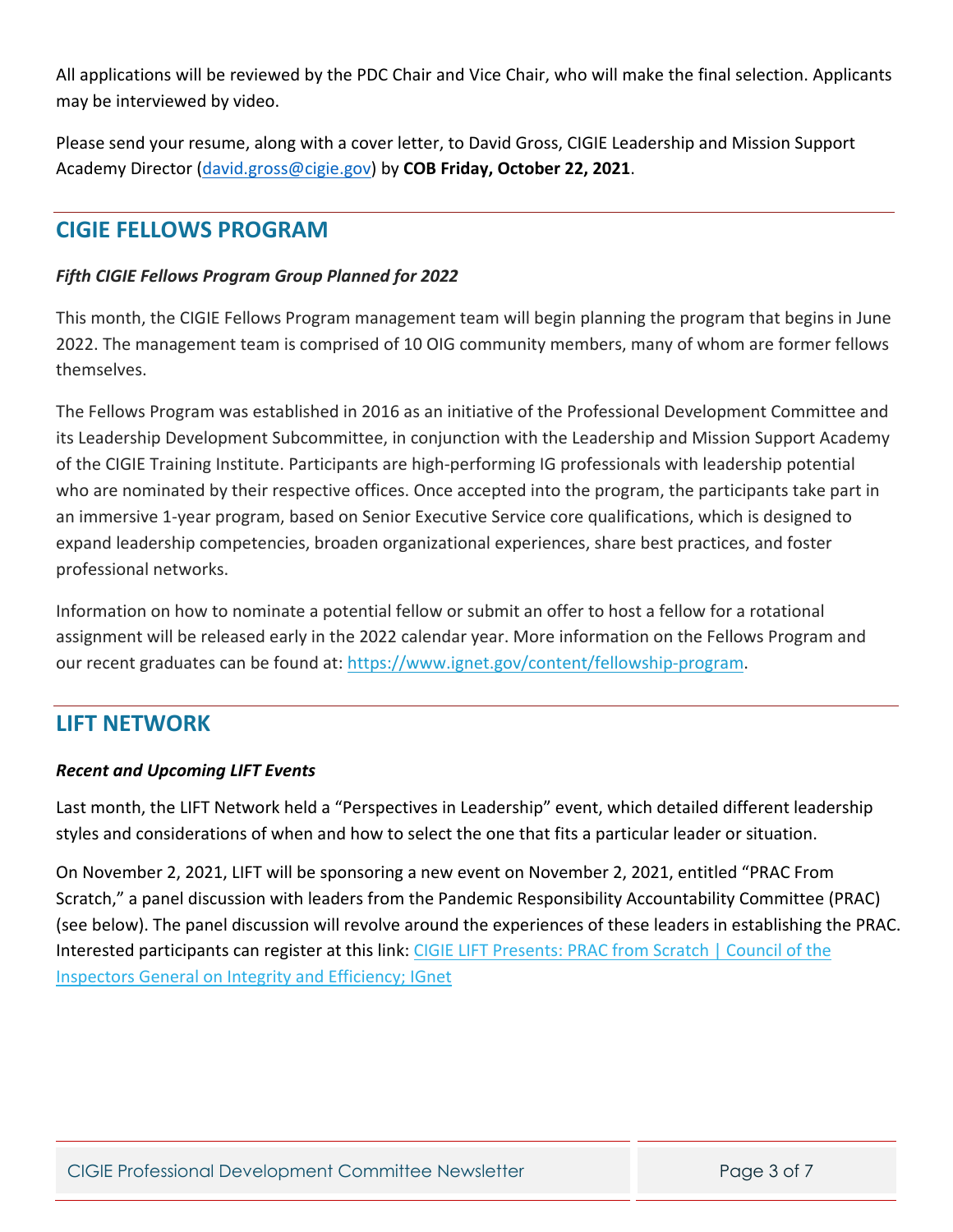All applications will be reviewed by the PDC Chair and Vice Chair, who will make the final selection. Applicants may be interviewed by video.

Please send your resume, along with a cover letter, to David Gross, CIGIE Leadership and Mission Support Academy Director ([david.gross@cigie.gov](mailto:david.gross@cigie.gov)) by **COB Friday, October 22, 2021**.

## CIGIE FELLOWS PROGRAM

***Fifth CIGIE Fellows Program Group Planned for 2022***

This month, the CIGIE Fellows Program management team will begin planning the program that begins in June 2022. The management team is comprised of 10 OIG community members, many of whom are former fellows themselves.

The Fellows Program was established in 2016 as an initiative of the Professional Development Committee and its Leadership Development Subcommittee, in conjunction with the Leadership and Mission Support Academy of the CIGIE Training Institute. Participants are high-performing IG professionals with leadership potential who are nominated by their respective offices. Once accepted into the program, the participants take part in an immersive 1-year program, based on Senior Executive Service core qualifications, which is designed to expand leadership competencies, broaden organizational experiences, share best practices, and foster professional networks.

Information on how to nominate a potential fellow or submit an offer to host a fellow for a rotational assignment will be released early in the 2022 calendar year. More information on the Fellows Program and our recent graduates can be found at: [https://www.ignet.gov/content/fellowship-program](https://www.ignet.gov/content/fellowship-program).

## LIFT NETWORK

***Recent and Upcoming LIFT Events***

Last month, the LIFT Network held a "Perspectives in Leadership" event, which detailed different leadership styles and considerations of when and how to select the one that fits a particular leader or situation.

On November 2, 2021, LIFT will be sponsoring a new event on November 2, 2021, entitled "PRAC From Scratch," a panel discussion with leaders from the Pandemic Responsibility Accountability Committee (PRAC) (see below). The panel discussion will revolve around the experiences of these leaders in establishing the PRAC. Interested participants can register at this link: CIGIE LIFT Presents: PRAC from Scratch | Council of the Inspectors General on Integrity and Efficiency; IGnet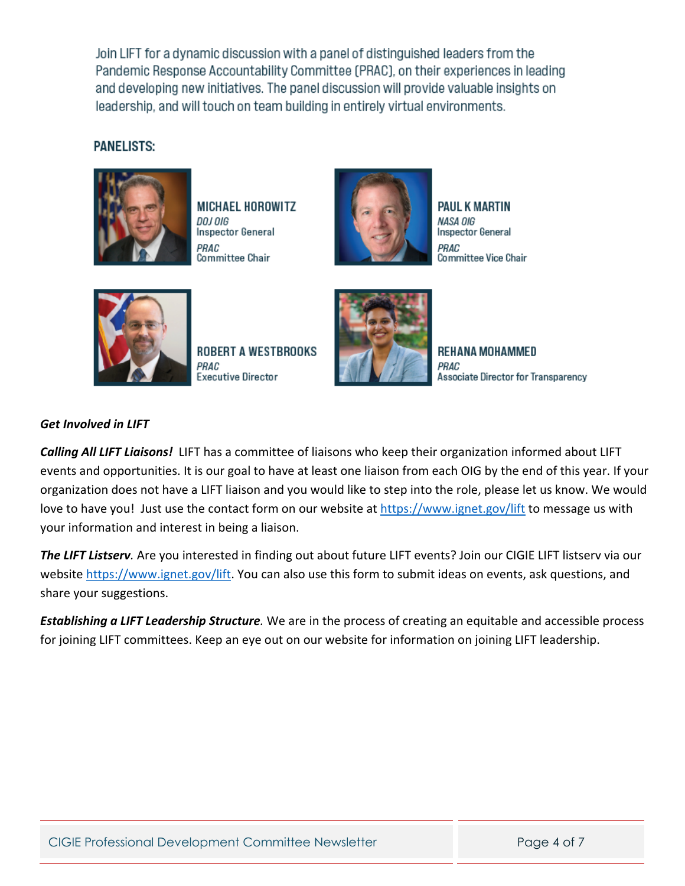Join LIFT for a dynamic discussion with a panel of distinguished leaders from the Pandemic Response Accountability Committee (PRAC), on their experiences in leading and developing new initiatives. The panel discussion will provide valuable insights on leadership, and will touch on team building in entirely virtual environments.

**PANELISTS:**

**MICHAEL HOROWITZ**
*DOJ OIG*
Inspector General
*PRAC*
Committee Chair

**PAUL K MARTIN**
*NASA OIG*
Inspector General
*PRAC*
Committee Vice Chair

**ROBERT A WESTBROOKS**
*PRAC*
Executive Director

**REHANA MOHAMMED**
*PRAC*
Associate Director for Transparency

***Get Involved in LIFT***

***Calling All LIFT Liaisons!*** LIFT has a committee of liaisons who keep their organization informed about LIFT events and opportunities. It is our goal to have at least one liaison from each OIG by the end of this year. If your organization does not have a LIFT liaison and you would like to step into the role, please let us know. We would love to have you! Just use the contact form on our website at https://www.ignet.gov/lift to message us with your information and interest in being a liaison.

***The LIFT Listserv****.* Are you interested in finding out about future LIFT events? Join our CIGIE LIFT listserv via our website https://www.ignet.gov/lift. You can also use this form to submit ideas on events, ask questions, and share your suggestions.

***Establishing a LIFT Leadership Structure****.* We are in the process of creating an equitable and accessible process for joining LIFT committees. Keep an eye out on our website for information on joining LIFT leadership.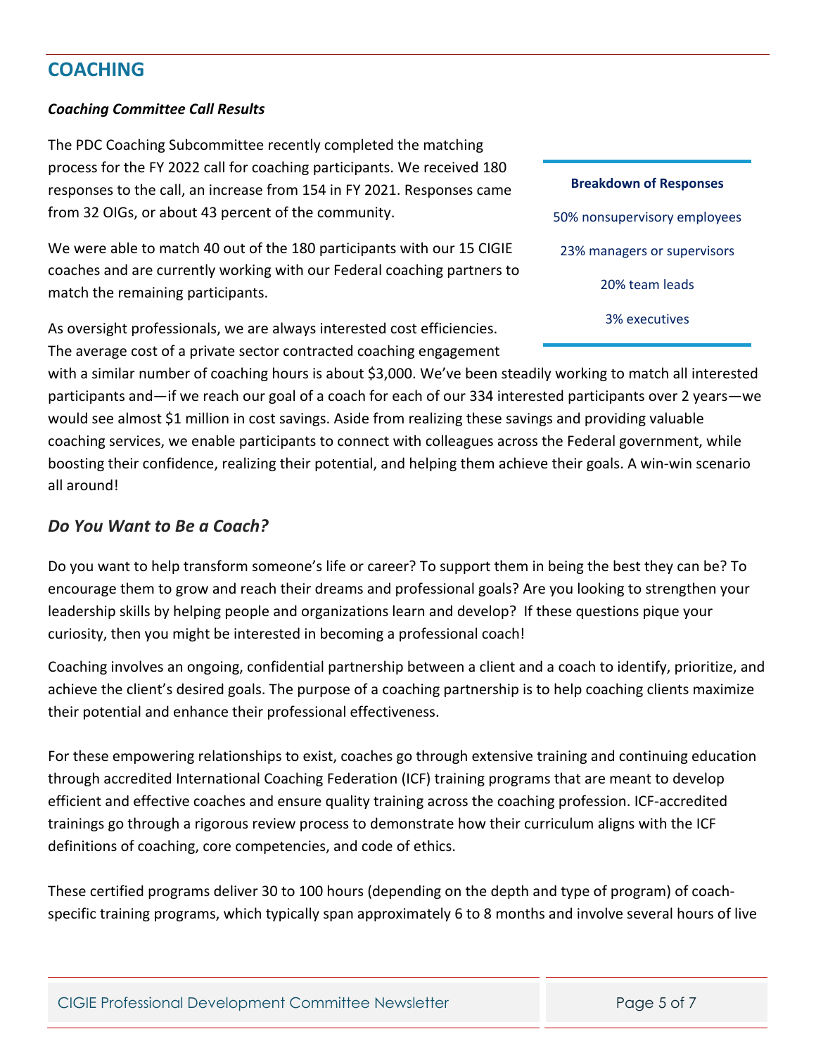## COACHING

***Coaching Committee Call Results***

The PDC Coaching Subcommittee recently completed the matching process for the FY 2022 call for coaching participants. We received 180 responses to the call, an increase from 154 in FY 2021. Responses came from 32 OIGs, or about 43 percent of the community.

We were able to match 40 out of the 180 participants with our 15 CIGIE coaches and are currently working with our Federal coaching partners to match the remaining participants.

**Breakdown of Responses**

50% nonsupervisory employees

23% managers or supervisors

20% team leads

3% executives

As oversight professionals, we are always interested cost efficiencies. The average cost of a private sector contracted coaching engagement with a similar number of coaching hours is about $3,000. We've been steadily working to match all interested participants and—if we reach our goal of a coach for each of our 334 interested participants over 2 years—we would see almost $1 million in cost savings. Aside from realizing these savings and providing valuable coaching services, we enable participants to connect with colleagues across the Federal government, while boosting their confidence, realizing their potential, and helping them achieve their goals. A win-win scenario all around!

### *Do You Want to Be a Coach?*

Do you want to help transform someone's life or career? To support them in being the best they can be? To encourage them to grow and reach their dreams and professional goals? Are you looking to strengthen your leadership skills by helping people and organizations learn and develop? If these questions pique your curiosity, then you might be interested in becoming a professional coach!

Coaching involves an ongoing, confidential partnership between a client and a coach to identify, prioritize, and achieve the client's desired goals. The purpose of a coaching partnership is to help coaching clients maximize their potential and enhance their professional effectiveness.

For these empowering relationships to exist, coaches go through extensive training and continuing education through accredited International Coaching Federation (ICF) training programs that are meant to develop efficient and effective coaches and ensure quality training across the coaching profession. ICF-accredited trainings go through a rigorous review process to demonstrate how their curriculum aligns with the ICF definitions of coaching, core competencies, and code of ethics.

These certified programs deliver 30 to 100 hours (depending on the depth and type of program) of coach-specific training programs, which typically span approximately 6 to 8 months and involve several hours of live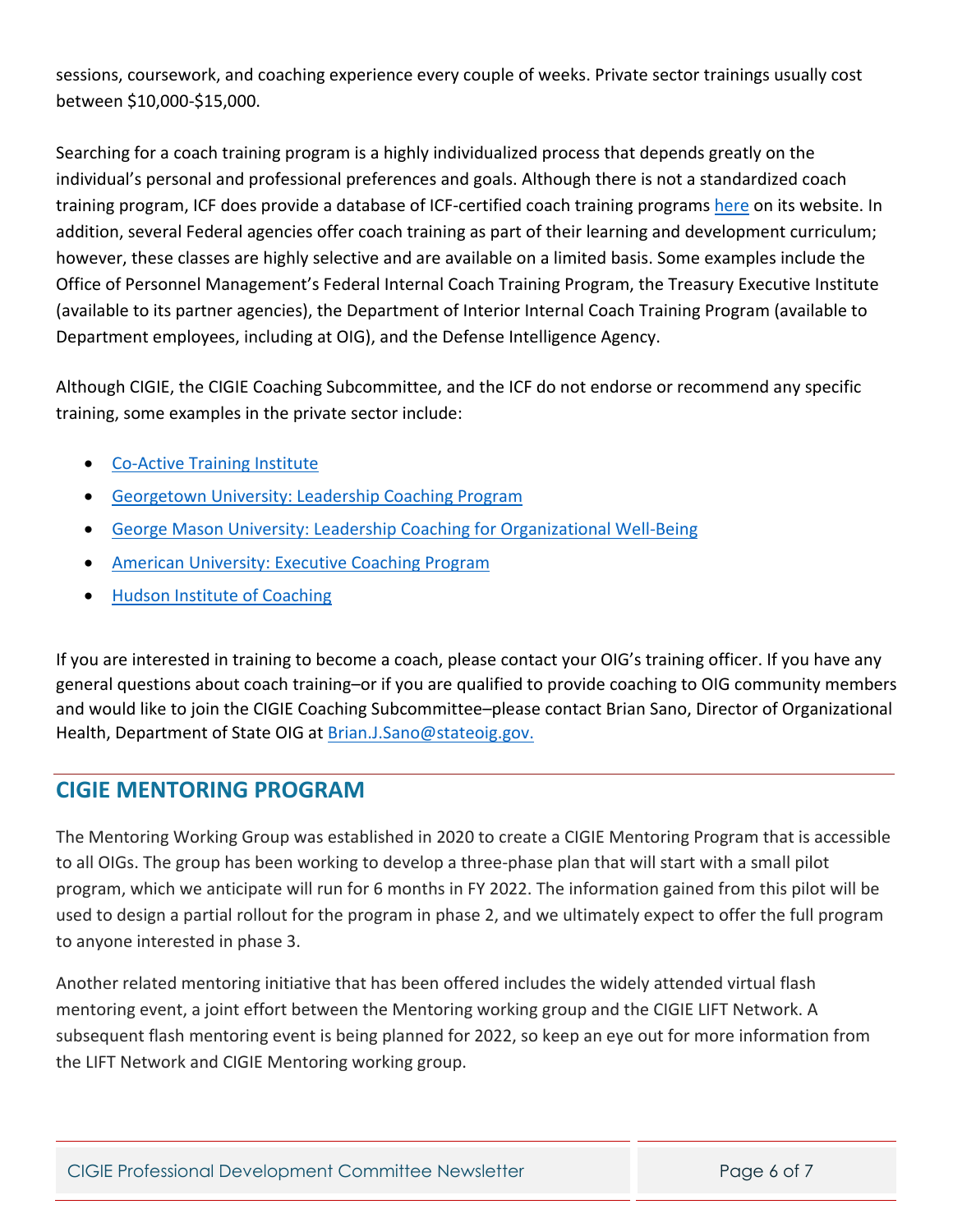sessions, coursework, and coaching experience every couple of weeks. Private sector trainings usually cost between $10,000-$15,000.

Searching for a coach training program is a highly individualized process that depends greatly on the individual's personal and professional preferences and goals. Although there is not a standardized coach training program, ICF does provide a database of ICF-certified coach training programs here on its website. In addition, several Federal agencies offer coach training as part of their learning and development curriculum; however, these classes are highly selective and are available on a limited basis. Some examples include the Office of Personnel Management's Federal Internal Coach Training Program, the Treasury Executive Institute (available to its partner agencies), the Department of Interior Internal Coach Training Program (available to Department employees, including at OIG), and the Defense Intelligence Agency.

Although CIGIE, the CIGIE Coaching Subcommittee, and the ICF do not endorse or recommend any specific training, some examples in the private sector include:

- Co-Active Training Institute
- Georgetown University: Leadership Coaching Program
- George Mason University: Leadership Coaching for Organizational Well-Being
- American University: Executive Coaching Program
- Hudson Institute of Coaching

If you are interested in training to become a coach, please contact your OIG's training officer. If you have any general questions about coach training–or if you are qualified to provide coaching to OIG community members and would like to join the CIGIE Coaching Subcommittee–please contact Brian Sano, Director of Organizational Health, Department of State OIG at Brian.J.Sano@stateoig.gov.

## CIGIE MENTORING PROGRAM

The Mentoring Working Group was established in 2020 to create a CIGIE Mentoring Program that is accessible to all OIGs. The group has been working to develop a three-phase plan that will start with a small pilot program, which we anticipate will run for 6 months in FY 2022. The information gained from this pilot will be used to design a partial rollout for the program in phase 2, and we ultimately expect to offer the full program to anyone interested in phase 3.

Another related mentoring initiative that has been offered includes the widely attended virtual flash mentoring event, a joint effort between the Mentoring working group and the CIGIE LIFT Network. A subsequent flash mentoring event is being planned for 2022, so keep an eye out for more information from the LIFT Network and CIGIE Mentoring working group.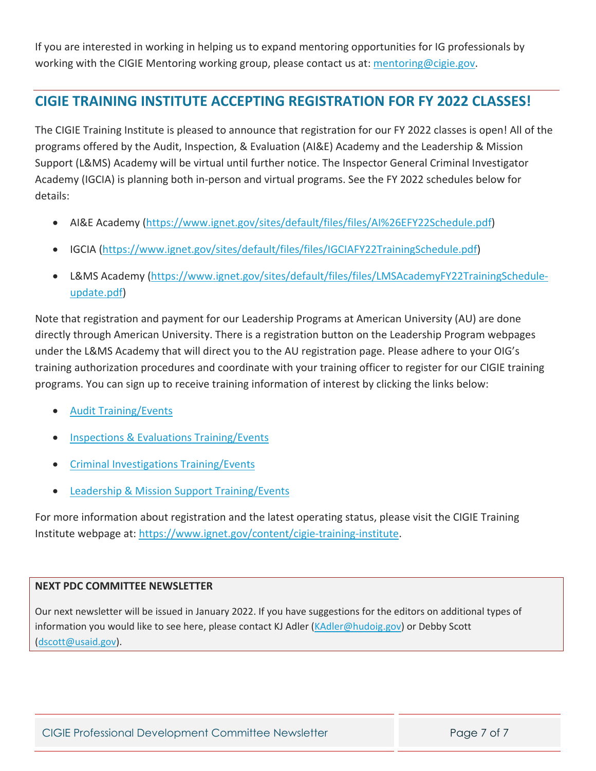If you are interested in working in helping us to expand mentoring opportunities for IG professionals by working with the CIGIE Mentoring working group, please contact us at: [mentoring@cigie.gov](mailto:mentoring@cigie.gov).

## CIGIE TRAINING INSTITUTE ACCEPTING REGISTRATION FOR FY 2022 CLASSES!

The CIGIE Training Institute is pleased to announce that registration for our FY 2022 classes is open! All of the programs offered by the Audit, Inspection, & Evaluation (AI&E) Academy and the Leadership & Mission Support (L&MS) Academy will be virtual until further notice. The Inspector General Criminal Investigator Academy (IGCIA) is planning both in-person and virtual programs. See the FY 2022 schedules below for details:

- AI&E Academy (https://www.ignet.gov/sites/default/files/files/AI%26EFY22Schedule.pdf)
- IGCIA (https://www.ignet.gov/sites/default/files/files/IGCIAFY22TrainingSchedule.pdf)
- L&MS Academy (https://www.ignet.gov/sites/default/files/files/LMSAcademyFY22TrainingSchedule-update.pdf)

Note that registration and payment for our Leadership Programs at American University (AU) are done directly through American University. There is a registration button on the Leadership Program webpages under the L&MS Academy that will direct you to the AU registration page. Please adhere to your OIG's training authorization procedures and coordinate with your training officer to register for our CIGIE training programs. You can sign up to receive training information of interest by clicking the links below:

- Audit Training/Events
- Inspections & Evaluations Training/Events
- Criminal Investigations Training/Events
- Leadership & Mission Support Training/Events

For more information about registration and the latest operating status, please visit the CIGIE Training Institute webpage at: https://www.ignet.gov/content/cigie-training-institute.

**NEXT PDC COMMITTEE NEWSLETTER**

Our next newsletter will be issued in January 2022. If you have suggestions for the editors on additional types of information you would like to see here, please contact KJ Adler (KAdler@hudoig.gov) or Debby Scott (dscott@usaid.gov).